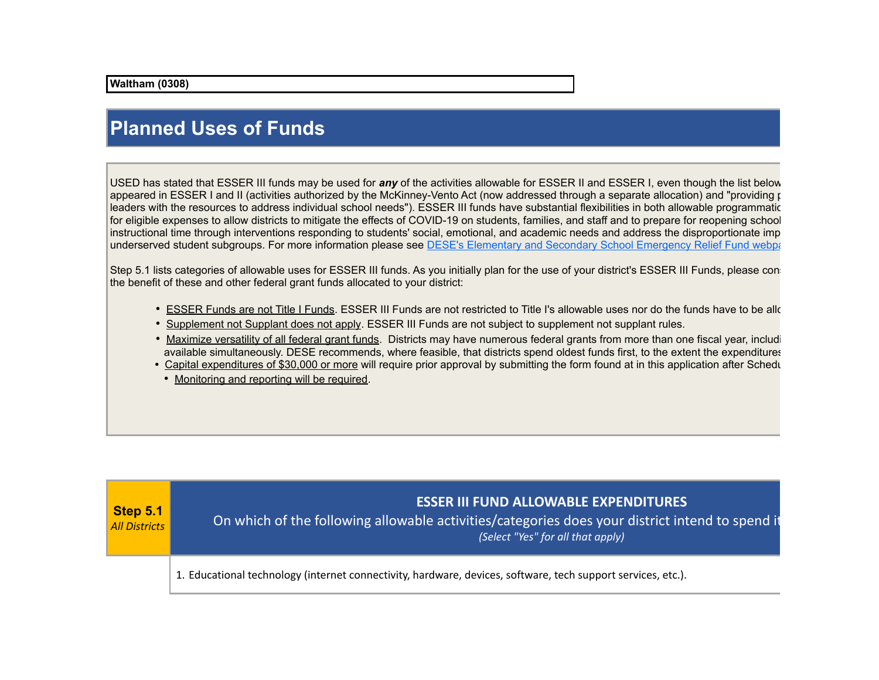**Waltham (0308)**

# Planned Uses of Funds

USED has stated that ESSER III funds may be used for ***any*** of the activities allowable for ESSER II and ESSER I, even though the list below appeared in ESSER I and II (activities authorized by the McKinney-Vento Act (now addressed through a separate allocation) and "providing p leaders with the resources to address individual school needs"). ESSER III funds have substantial flexibilities in both allowable programmatic for eligible expenses to allow districts to mitigate the effects of COVID-19 on students, families, and staff and to prepare for reopening school instructional time through interventions responding to students' social, emotional, and academic needs and address the disproportionate imp underserved student subgroups. For more information please see [DESE's Elementary and Secondary School Emergency Relief Fund webpa]()

Step 5.1 lists categories of allowable uses for ESSER III funds. As you initially plan for the use of your district's ESSER III Funds, please cons the benefit of these and other federal grant funds allocated to your district:

- ESSER Funds are not Title I Funds. ESSER III Funds are not restricted to Title I's allowable uses nor do the funds have to be allo
- Supplement not Supplant does not apply. ESSER III Funds are not subject to supplement not supplant rules.
- Maximize versatility of all federal grant funds. Districts may have numerous federal grants from more than one fiscal year, includi available simultaneously. DESE recommends, where feasible, that districts spend oldest funds first, to the extent the expenditures
- Capital expenditures of $30,000 or more will require prior approval by submitting the form found at in this application after Schedu
- Monitoring and reporting will be required.

| **Step 5.1** *All Districts* | **ESSER III FUND ALLOWABLE EXPENDITURES** On which of the following allowable activities/categories does your district intend to spend it *(Select "Yes" for all that apply)* |
|---|---|
| | 1. Educational technology (internet connectivity, hardware, devices, software, tech support services, etc.). |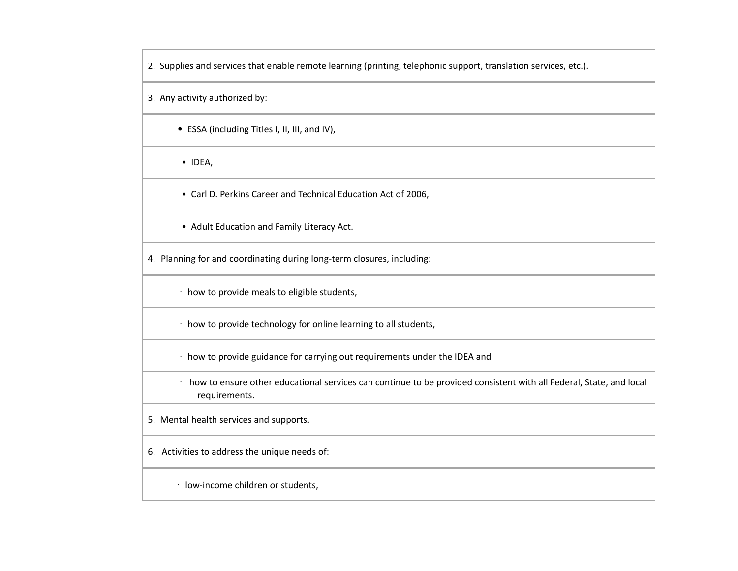2. Supplies and services that enable remote learning (printing, telephonic support, translation services, etc.).

3. Any activity authorized by:

   - ESSA (including Titles I, II, III, and IV),
   - IDEA,
   - Carl D. Perkins Career and Technical Education Act of 2006,
   - Adult Education and Family Literacy Act.

4. Planning for and coordinating during long-term closures, including:

   - how to provide meals to eligible students,
   - how to provide technology for online learning to all students,
   - how to provide guidance for carrying out requirements under the IDEA and
   - how to ensure other educational services can continue to be provided consistent with all Federal, State, and local requirements.

5. Mental health services and supports.

6. Activities to address the unique needs of:

   - low-income children or students,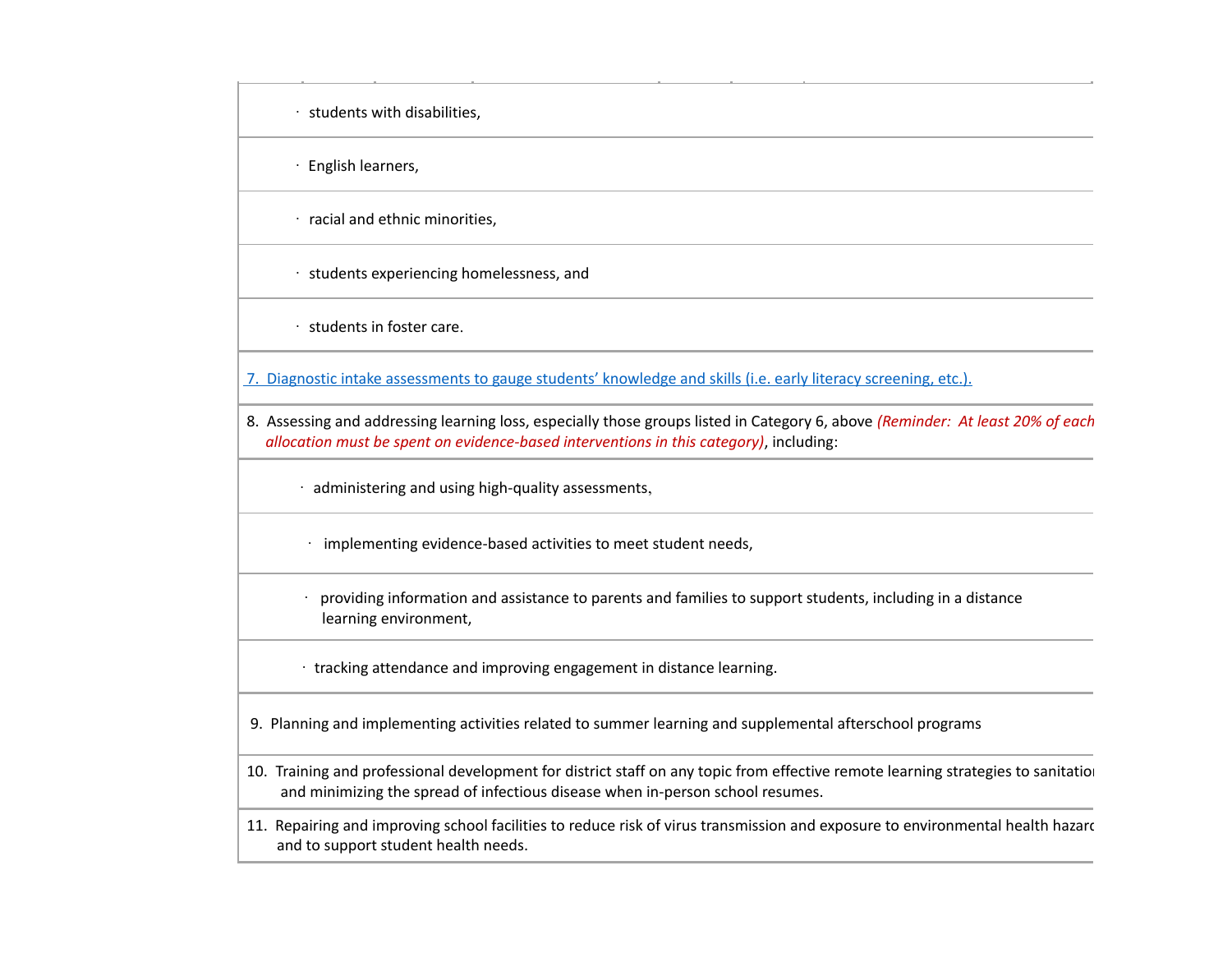- students with disabilities,
- English learners,
- racial and ethnic minorities,
- students experiencing homelessness, and
- students in foster care.

7. Diagnostic intake assessments to gauge students' knowledge and skills (i.e. early literacy screening, etc.).

8. Assessing and addressing learning loss, especially those groups listed in Category 6, above *(Reminder: At least 20% of each allocation must be spent on evidence-based interventions in this category)*, including:
   - administering and using high-quality assessments,
   - implementing evidence-based activities to meet student needs,
   - providing information and assistance to parents and families to support students, including in a distance learning environment,
   - tracking attendance and improving engagement in distance learning.

9. Planning and implementing activities related to summer learning and supplemental afterschool programs

10. Training and professional development for district staff on any topic from effective remote learning strategies to sanitation and minimizing the spread of infectious disease when in-person school resumes.

11. Repairing and improving school facilities to reduce risk of virus transmission and exposure to environmental health hazards and to support student health needs.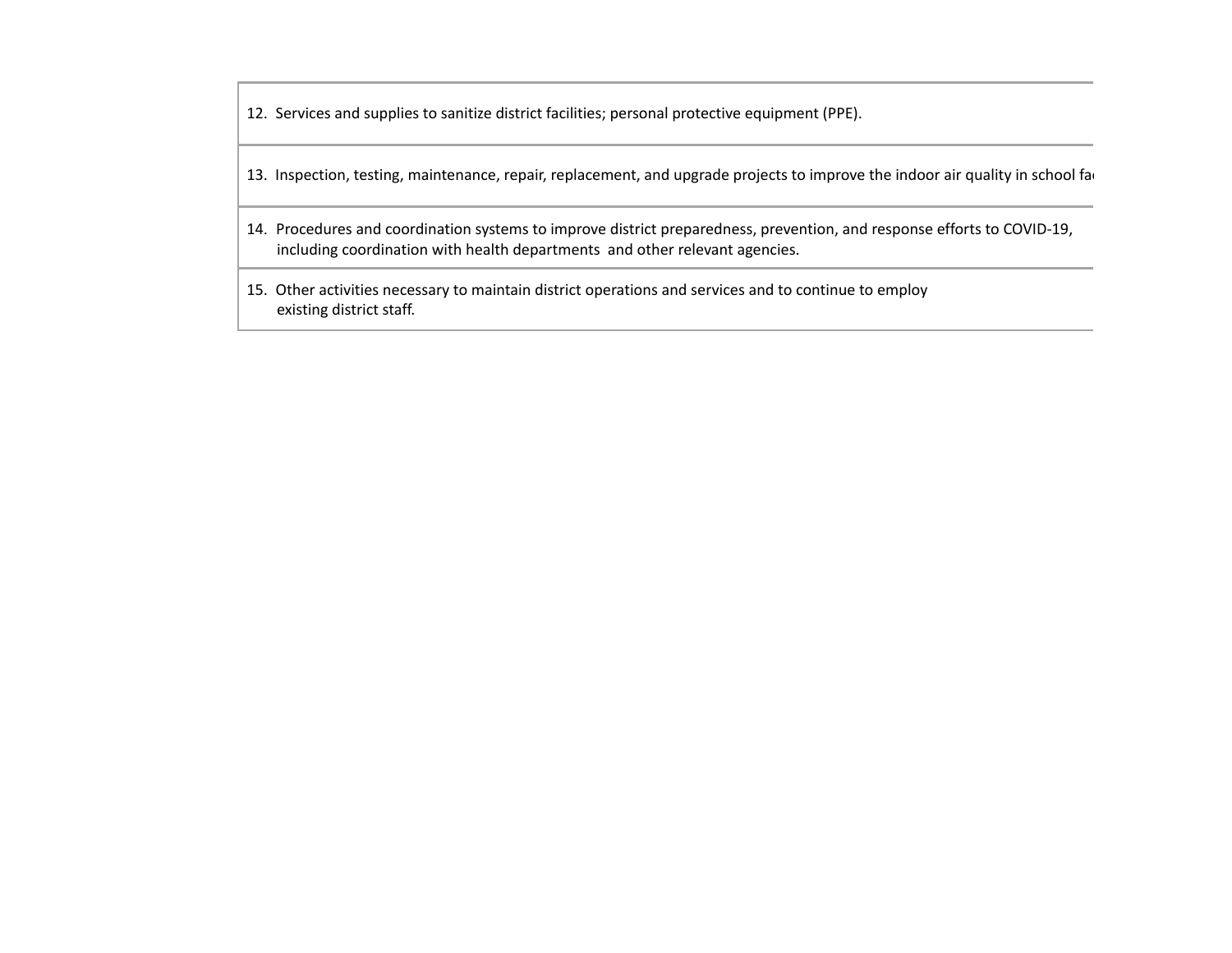| |
|---|
| 12. Services and supplies to sanitize district facilities; personal protective equipment (PPE). |
| 13. Inspection, testing, maintenance, repair, replacement, and upgrade projects to improve the indoor air quality in school fa |
| 14. Procedures and coordination systems to improve district preparedness, prevention, and response efforts to COVID-19, including coordination with health departments and other relevant agencies. |
| 15. Other activities necessary to maintain district operations and services and to continue to employ existing district staff. |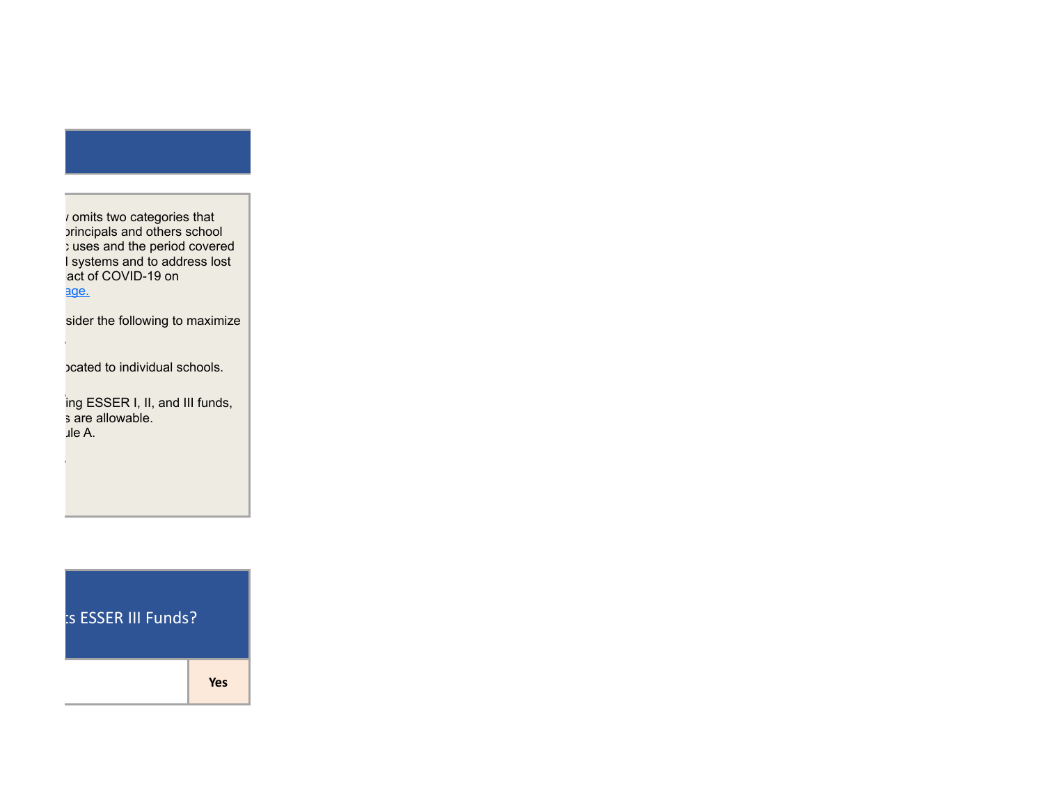y omits two categories that
principals and others school
c uses and the period covered
l systems and to address lost
act of COVID-19 on
age.

sider the following to maximize

ocated to individual schools.

ing ESSER I, II, and III funds,
s are allowable.
ule A.

ts ESSER III Funds?

| | Yes |
|---|---|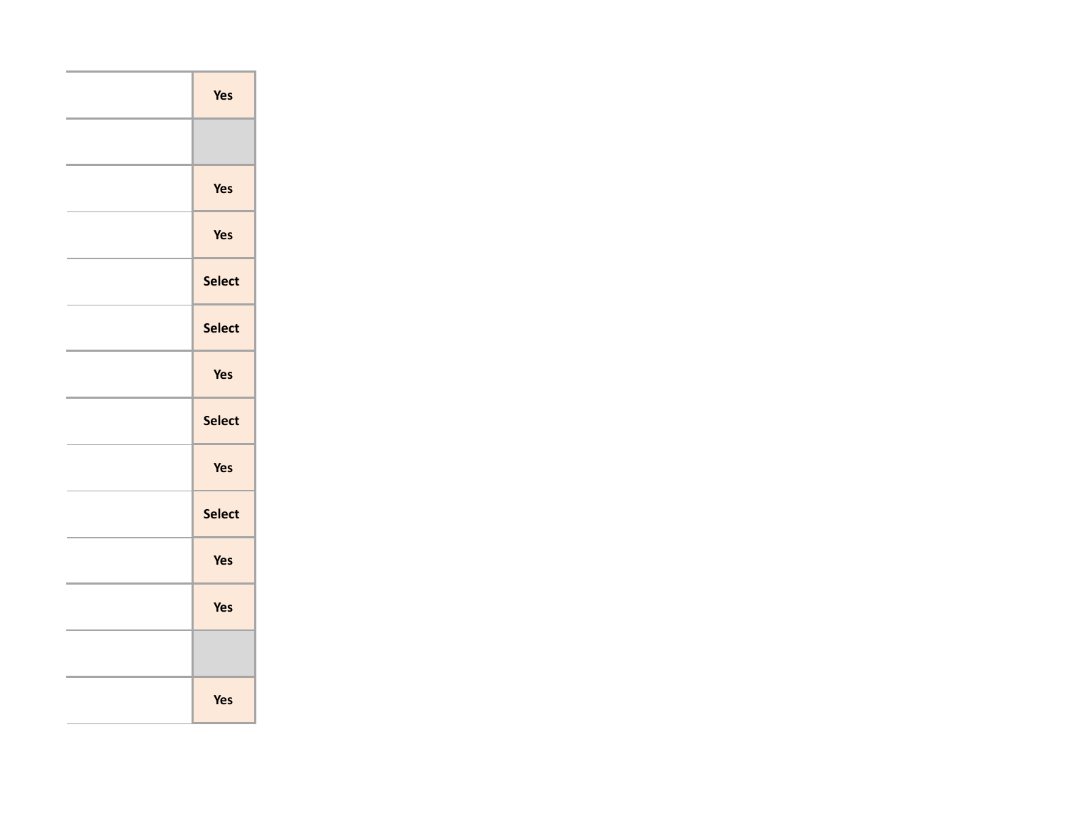| | |
|---|---|
| | Yes |
| | |
| | Yes |
| | Yes |
| | Select |
| | Select |
| | Yes |
| | Select |
| | Yes |
| | Select |
| | Yes |
| | Yes |
| | |
| | Yes |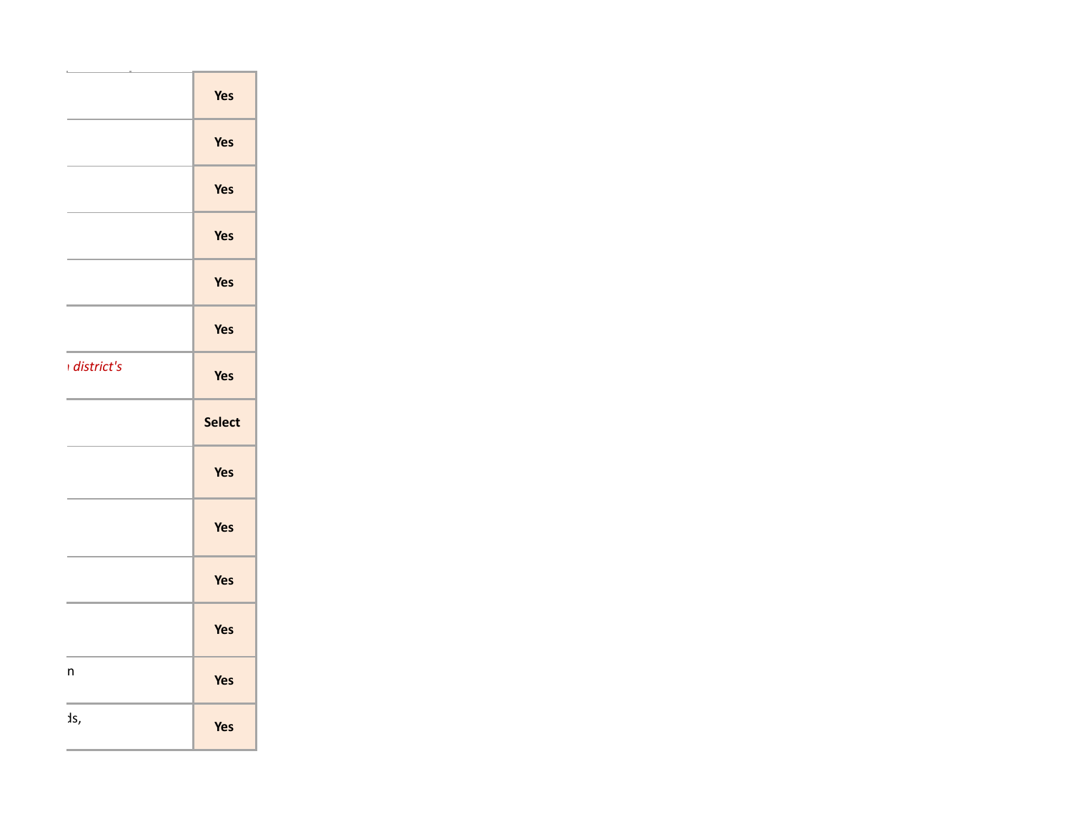| | |
|---|---|
| | Yes |
| | Yes |
| | Yes |
| | Yes |
| | Yes |
| | Yes |
| *district's* | Yes |
| | Select |
| | Yes |
| | Yes |
| | Yes |
| | Yes |
| n | Yes |
| ds, | Yes |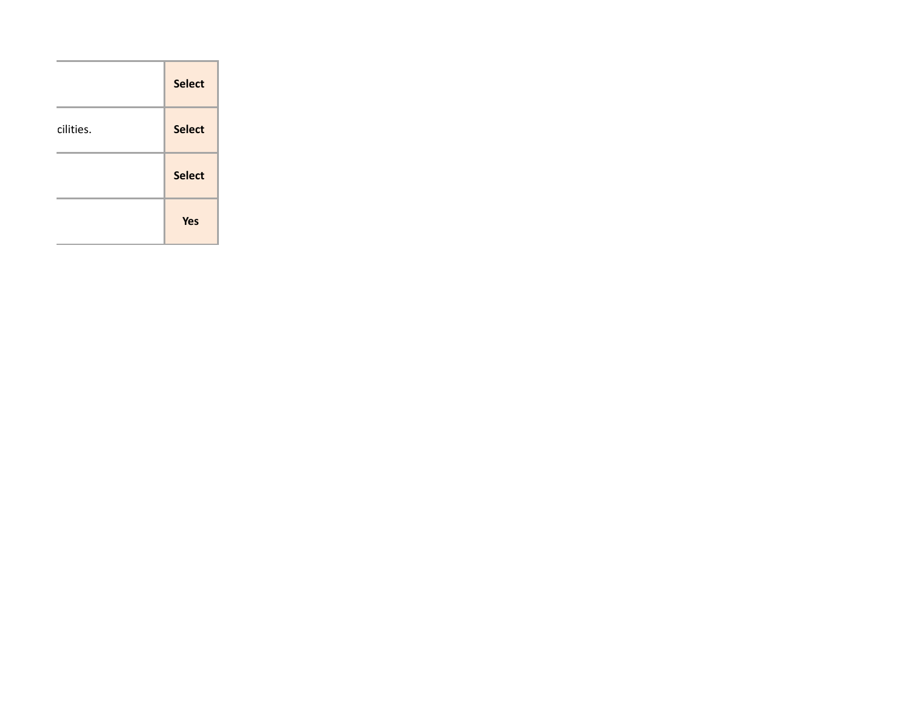| | |
|---|---|
| | **Select** |
| cilities. | **Select** |
| | **Select** |
| | **Yes** |